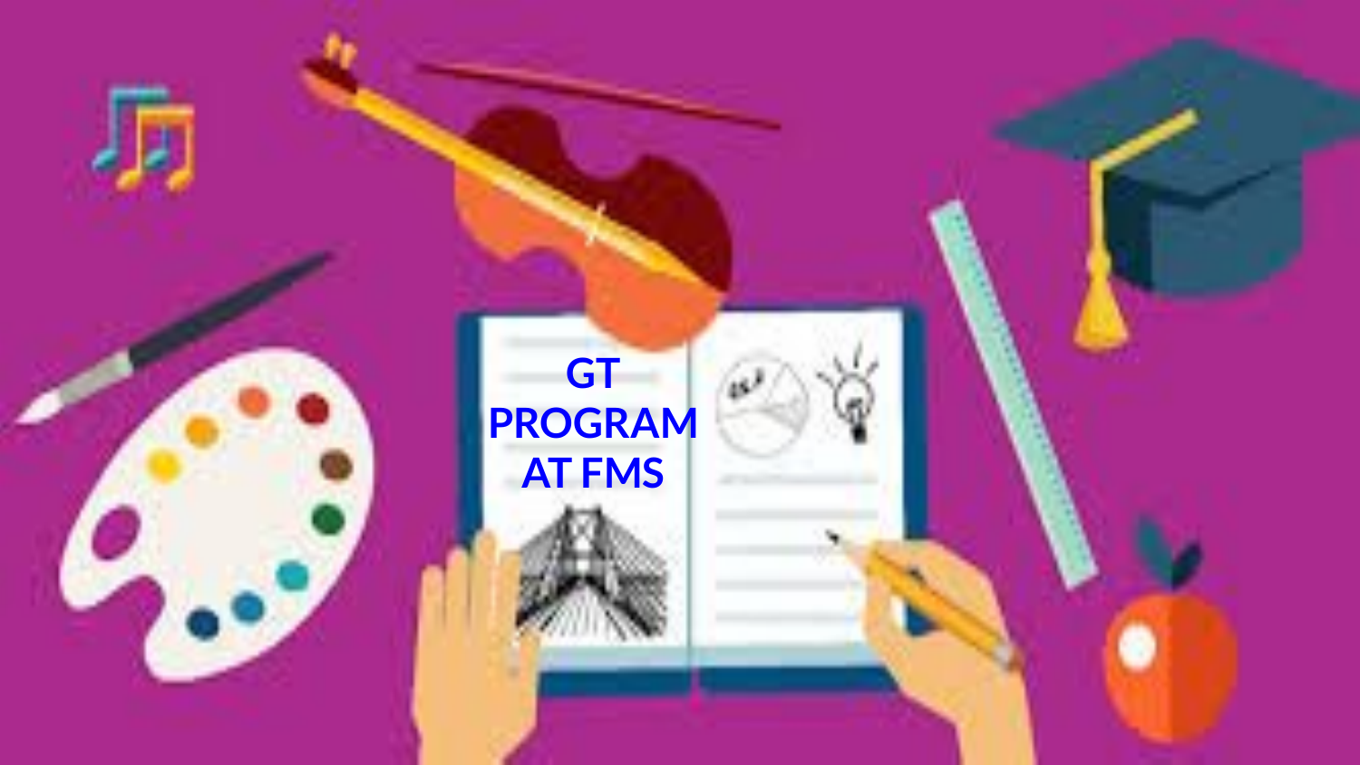# GT PROGRAM AT FMS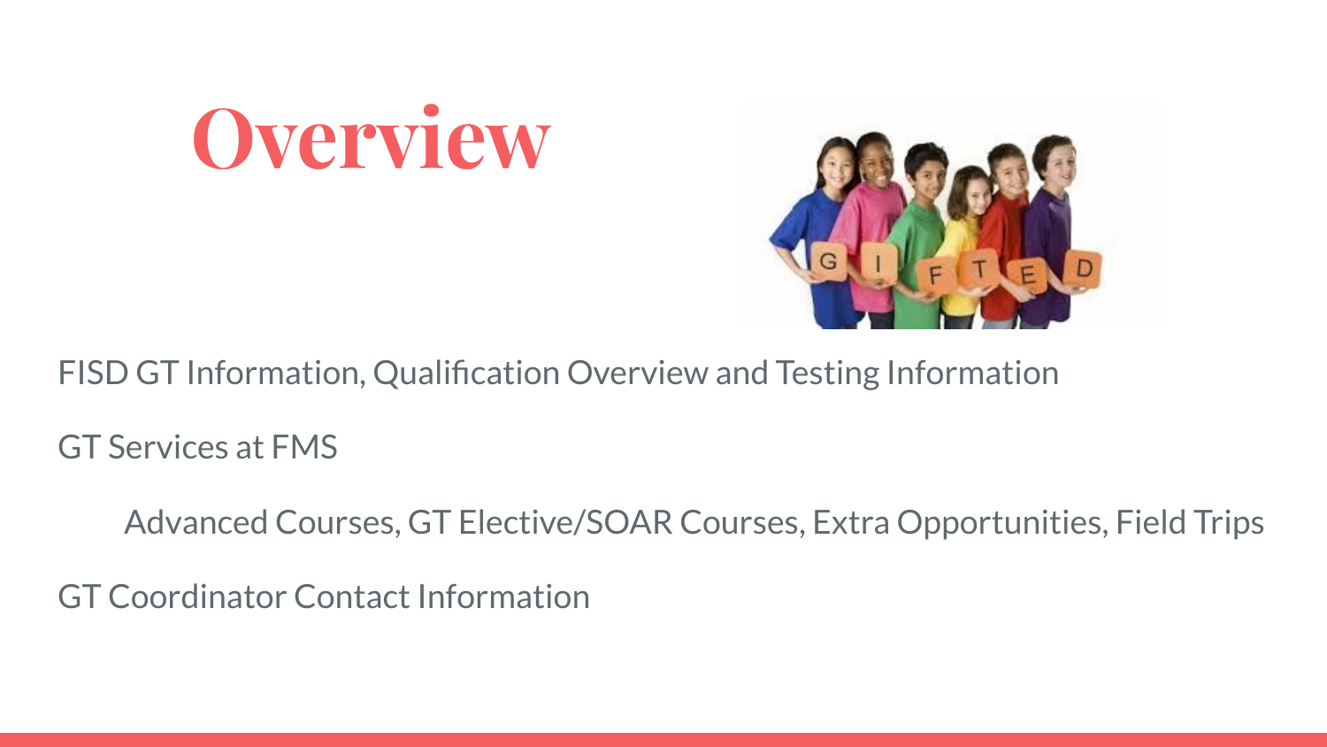# Overview

FISD GT Information, Qualification Overview and Testing Information

GT Services at FMS

- Advanced Courses, GT Elective/SOAR Courses, Extra Opportunities, Field Trips

GT Coordinator Contact Information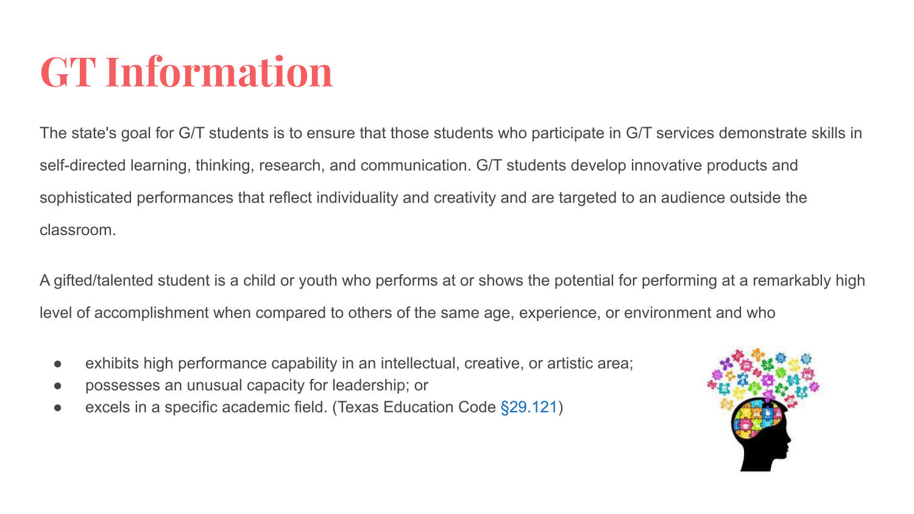# GT Information

The state's goal for G/T students is to ensure that those students who participate in G/T services demonstrate skills in self-directed learning, thinking, research, and communication. G/T students develop innovative products and sophisticated performances that reflect individuality and creativity and are targeted to an audience outside the classroom.

A gifted/talented student is a child or youth who performs at or shows the potential for performing at a remarkably high level of accomplishment when compared to others of the same age, experience, or environment and who

- exhibits high performance capability in an intellectual, creative, or artistic area;
- possesses an unusual capacity for leadership; or
- excels in a specific academic field. (Texas Education Code §29.121)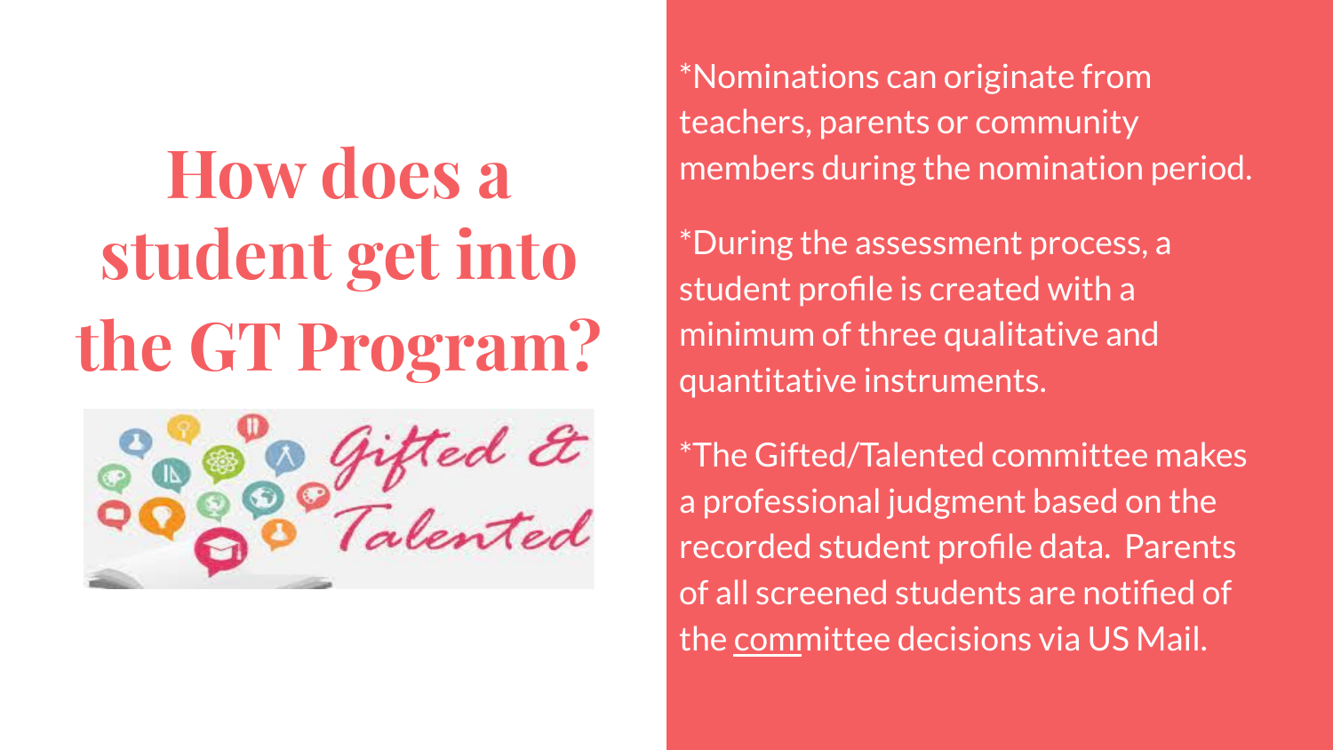# How does a student get into the GT Program?

Gifted & Talented

*Nominations can originate from teachers, parents or community members during the nomination period.

*During the assessment process, a student profile is created with a minimum of three qualitative and quantitative instruments.

*The Gifted/Talented committee makes a professional judgment based on the recorded student profile data. Parents of all screened students are notified of the committee decisions via US Mail.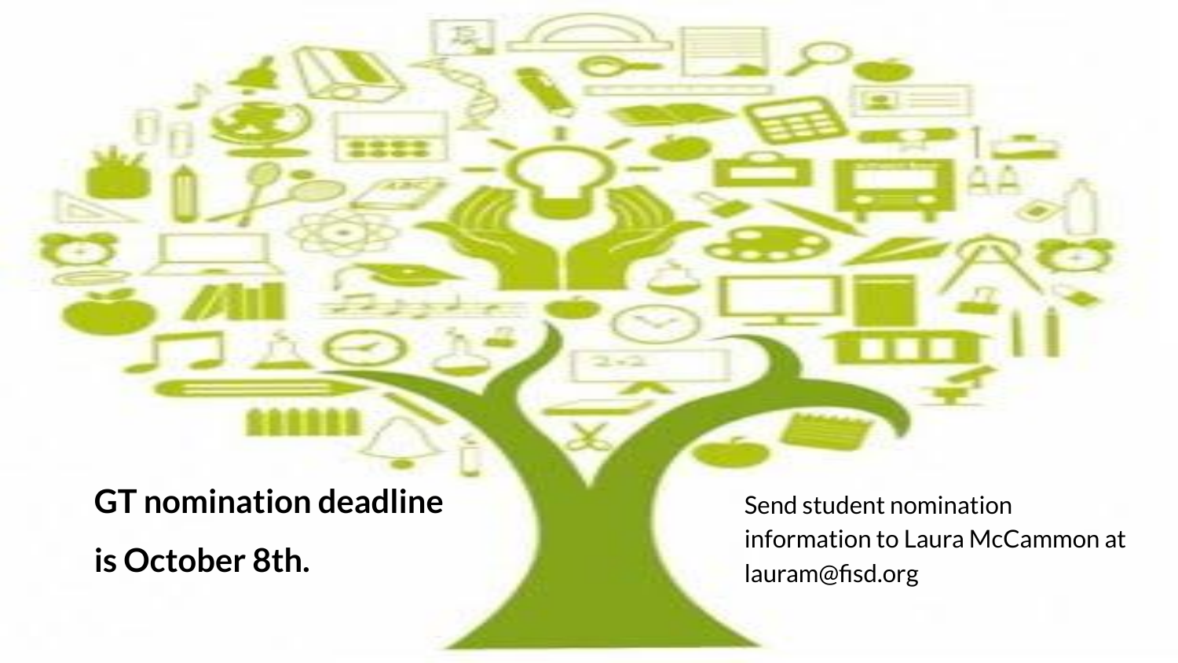**GT nomination deadline is October 8th.**

Send student nomination information to Laura McCammon at lauram@fisd.org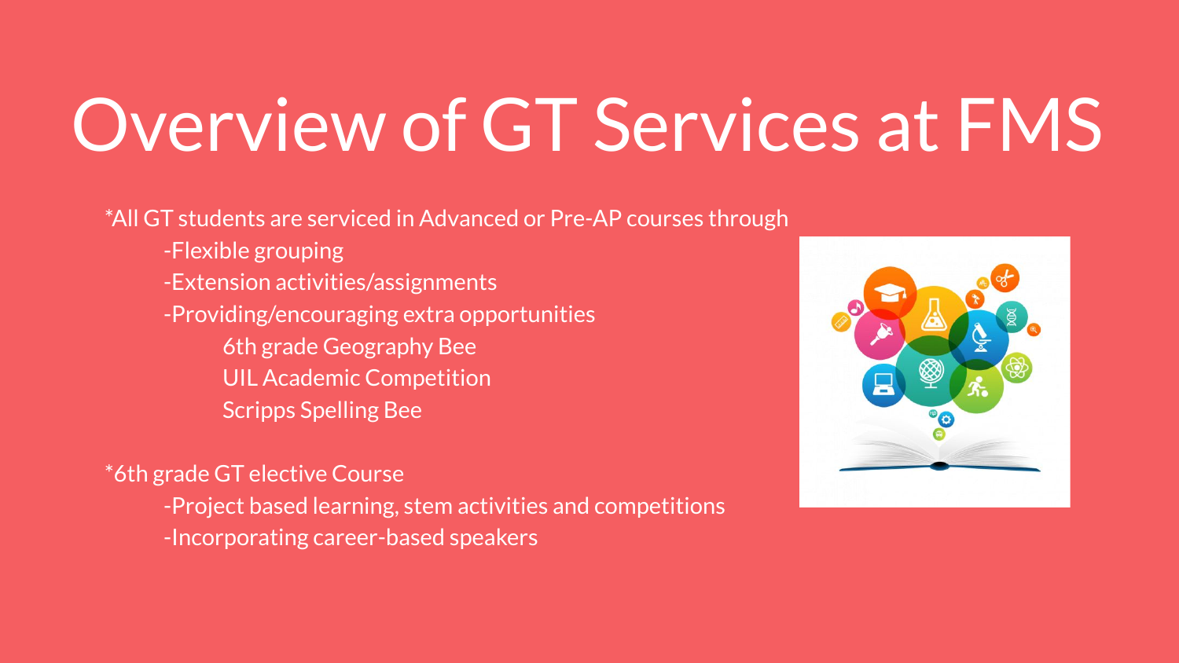# Overview of GT Services at FMS

*All GT students are serviced in Advanced or Pre-AP courses through

- -Flexible grouping
- -Extension activities/assignments
- -Providing/encouraging extra opportunities
  - 6th grade Geography Bee
  - UIL Academic Competition
  - Scripps Spelling Bee

*6th grade GT elective Course

- -Project based learning, stem activities and competitions
- -Incorporating career-based speakers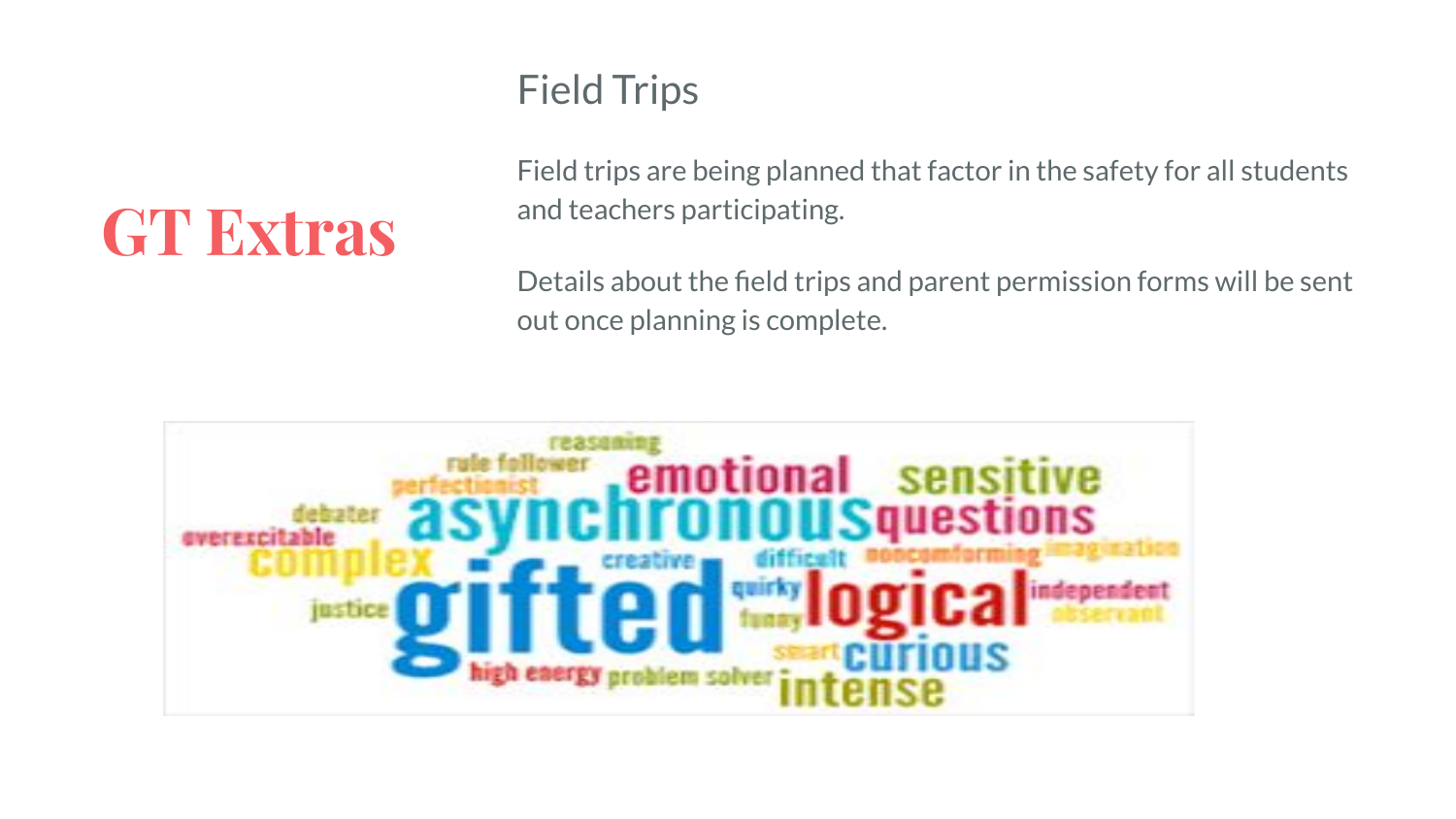# GT Extras

## Field Trips

Field trips are being planned that factor in the safety for all students and teachers participating.

Details about the field trips and parent permission forms will be sent out once planning is complete.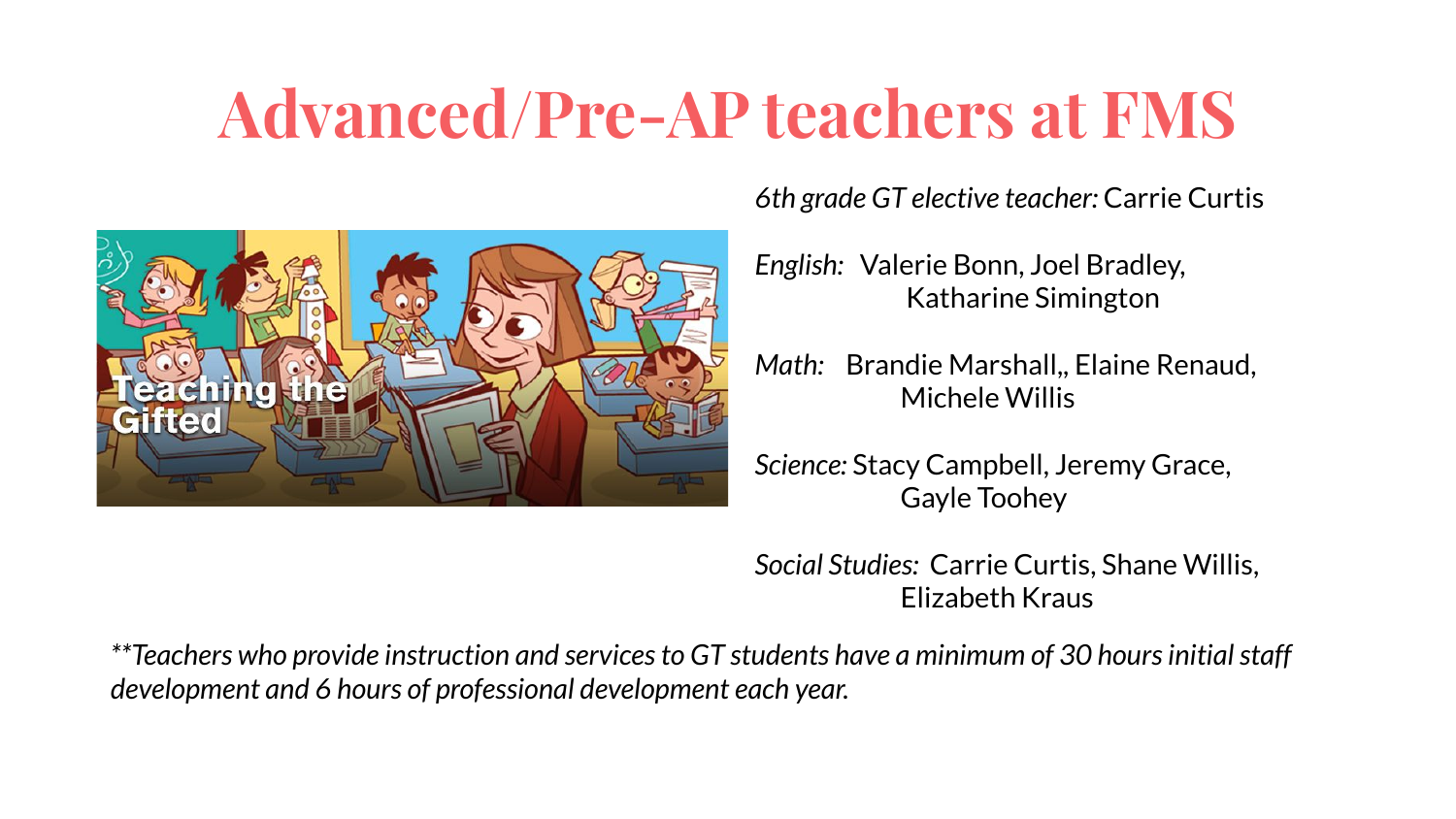# Advanced/Pre-AP teachers at FMS

*6th grade GT elective teacher*: Carrie Curtis

*English:* Valerie Bonn, Joel Bradley, Katharine Simington

*Math:* Brandie Marshall,, Elaine Renaud, Michele Willis

*Science:* Stacy Campbell, Jeremy Grace, Gayle Toohey

*Social Studies:* Carrie Curtis, Shane Willis, Elizabeth Kraus

*\*\*Teachers who provide instruction and services to GT students have a minimum of 30 hours initial staff development and 6 hours of professional development each year.*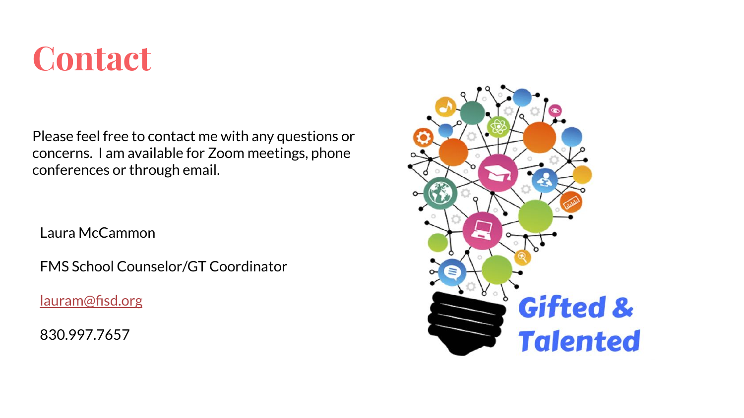# Contact

Please feel free to contact me with any questions or concerns. I am available for Zoom meetings, phone conferences or through email.

Laura McCammon

FMS School Counselor/GT Coordinator

lauram@fisd.org

830.997.7657

Gifted & Talented